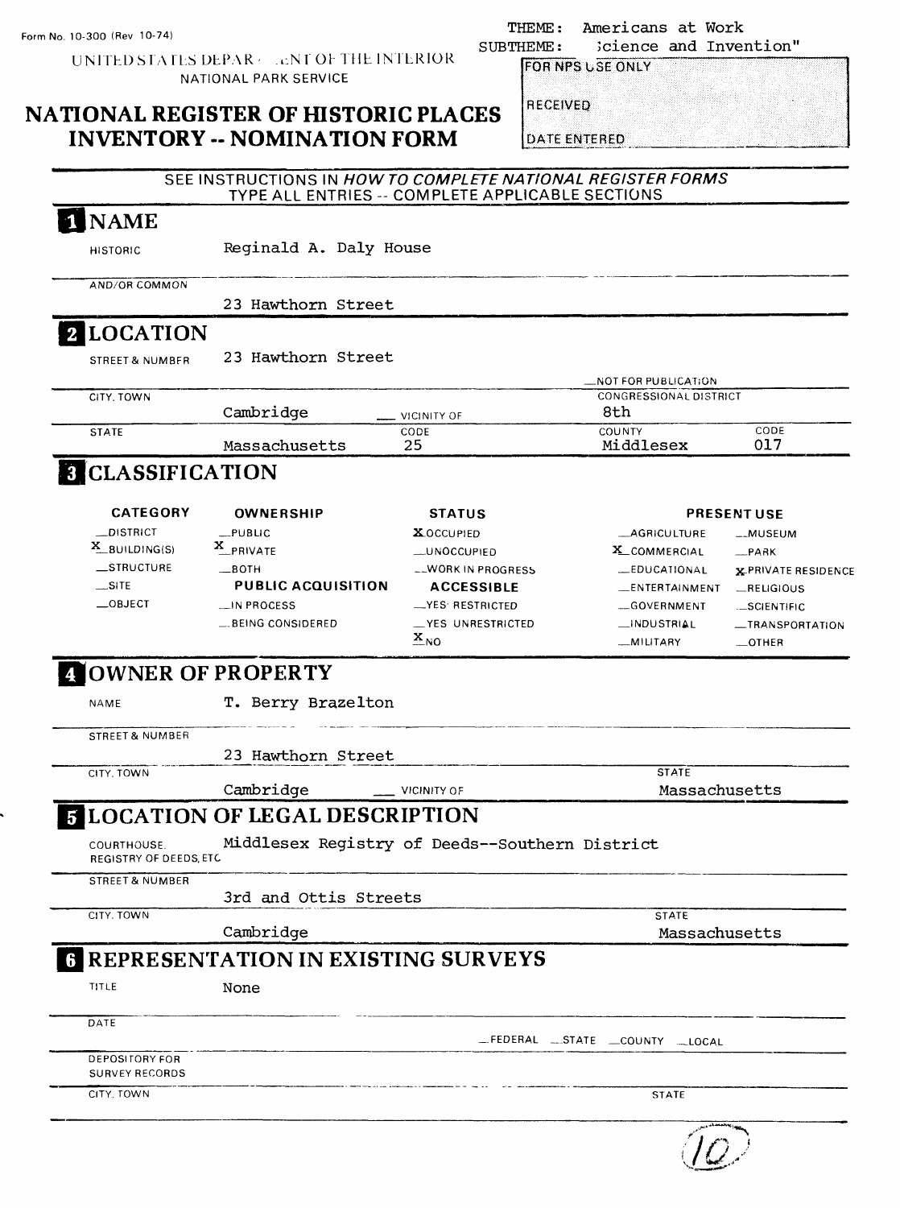Form No. 10-300 (Rev 10-74)

UNITED STATES DEPARTMENT OF THE INTERIOR
NATIONAL PARK SERVICE

THEME: Americans at Work
SUBTHEME: Science and Invention"

| FOR NPS USE ONLY |
| --- |
| RECEIVED |
| DATE ENTERED |

# NATIONAL REGISTER OF HISTORIC PLACES INVENTORY -- NOMINATION FORM

SEE INSTRUCTIONS IN *HOW TO COMPLETE NATIONAL REGISTER FORMS*
TYPE ALL ENTRIES -- COMPLETE APPLICABLE SECTIONS

## 1 NAME

HISTORIC: Reginald A. Daly House

AND/OR COMMON: 23 Hawthorn Street

## 2 LOCATION

STREET & NUMBER: 23 Hawthorn Street

__NOT FOR PUBLICATION

CITY, TOWN: Cambridge __ VICINITY OF

CONGRESSIONAL DISTRICT: 8th

STATE: Massachusetts CODE: 25 COUNTY: Middlesex CODE: 017

## 3 CLASSIFICATION

| CATEGORY | OWNERSHIP | STATUS | PRESENT USE | |
| --- | --- | --- | --- | --- |
| __DISTRICT | __PUBLIC | X OCCUPIED | __AGRICULTURE | __MUSEUM |
| X BUILDING(S) | X PRIVATE | __UNOCCUPIED | X COMMERCIAL | __PARK |
| __STRUCTURE | __BOTH | __WORK IN PROGRESS | __EDUCATIONAL | X PRIVATE RESIDENCE |
| __SITE | **PUBLIC ACQUISITION** | **ACCESSIBLE** | __ENTERTAINMENT | __RELIGIOUS |
| __OBJECT | __IN PROCESS | __YES: RESTRICTED | __GOVERNMENT | __SCIENTIFIC |
| | __BEING CONSIDERED | __YES: UNRESTRICTED | __INDUSTRIAL | __TRANSPORTATION |
| | | X NO | __MILITARY | __OTHER |

## 4 OWNER OF PROPERTY

NAME: T. Berry Brazelton

STREET & NUMBER: 23 Hawthorn Street

CITY, TOWN: Cambridge __ VICINITY OF STATE: Massachusetts

## 5 LOCATION OF LEGAL DESCRIPTION

COURTHOUSE, REGISTRY OF DEEDS, ETC: Middlesex Registry of Deeds--Southern District

STREET & NUMBER: 3rd and Ottis Streets

CITY, TOWN: Cambridge STATE: Massachusetts

## 6 REPRESENTATION IN EXISTING SURVEYS

TITLE: None

DATE: __FEDERAL __STATE __COUNTY __LOCAL

DEPOSITORY FOR SURVEY RECORDS

CITY, TOWN STATE

10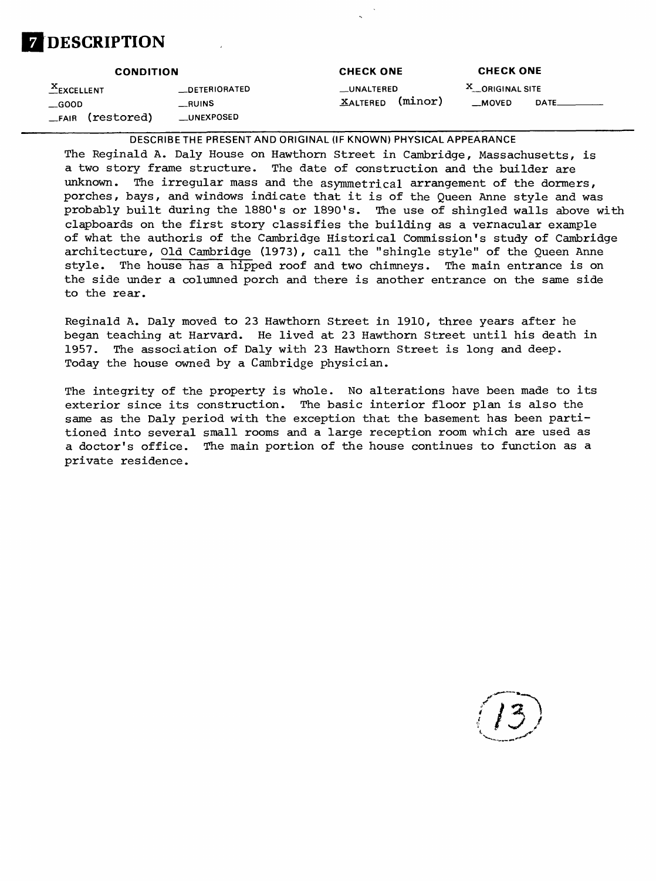# 7 DESCRIPTION

| CONDITION | | CHECK ONE | CHECK ONE |
|---|---|---|---|
| X EXCELLENT | __DETERIORATED | __UNALTERED | X__ORIGINAL SITE |
| __GOOD | __RUINS | X ALTERED (minor) | __MOVED DATE______ |
| __FAIR (restored) | __UNEXPOSED | | |

DESCRIBE THE PRESENT AND ORIGINAL (IF KNOWN) PHYSICAL APPEARANCE

The Reginald A. Daly House on Hawthorn Street in Cambridge, Massachusetts, is a two story frame structure. The date of construction and the builder are unknown. The irregular mass and the asymmetrical arrangement of the dormers, porches, bays, and windows indicate that it is of the Queen Anne style and was probably built during the 1880's or 1890's. The use of shingled walls above with clapboards on the first story classifies the building as a vernacular example of what the authoris of the Cambridge Historical Commission's study of Cambridge architecture, Old Cambridge (1973), call the "shingle style" of the Queen Anne style. The house has a hipped roof and two chimneys. The main entrance is on the side under a columned porch and there is another entrance on the same side to the rear.

Reginald A. Daly moved to 23 Hawthorn Street in 1910, three years after he began teaching at Harvard. He lived at 23 Hawthorn Street until his death in 1957. The association of Daly with 23 Hawthorn Street is long and deep. Today the house owned by a Cambridge physician.

The integrity of the property is whole. No alterations have been made to its exterior since its construction. The basic interior floor plan is also the same as the Daly period with the exception that the basement has been partitioned into several small rooms and a large reception room which are used as a doctor's office. The main portion of the house continues to function as a private residence.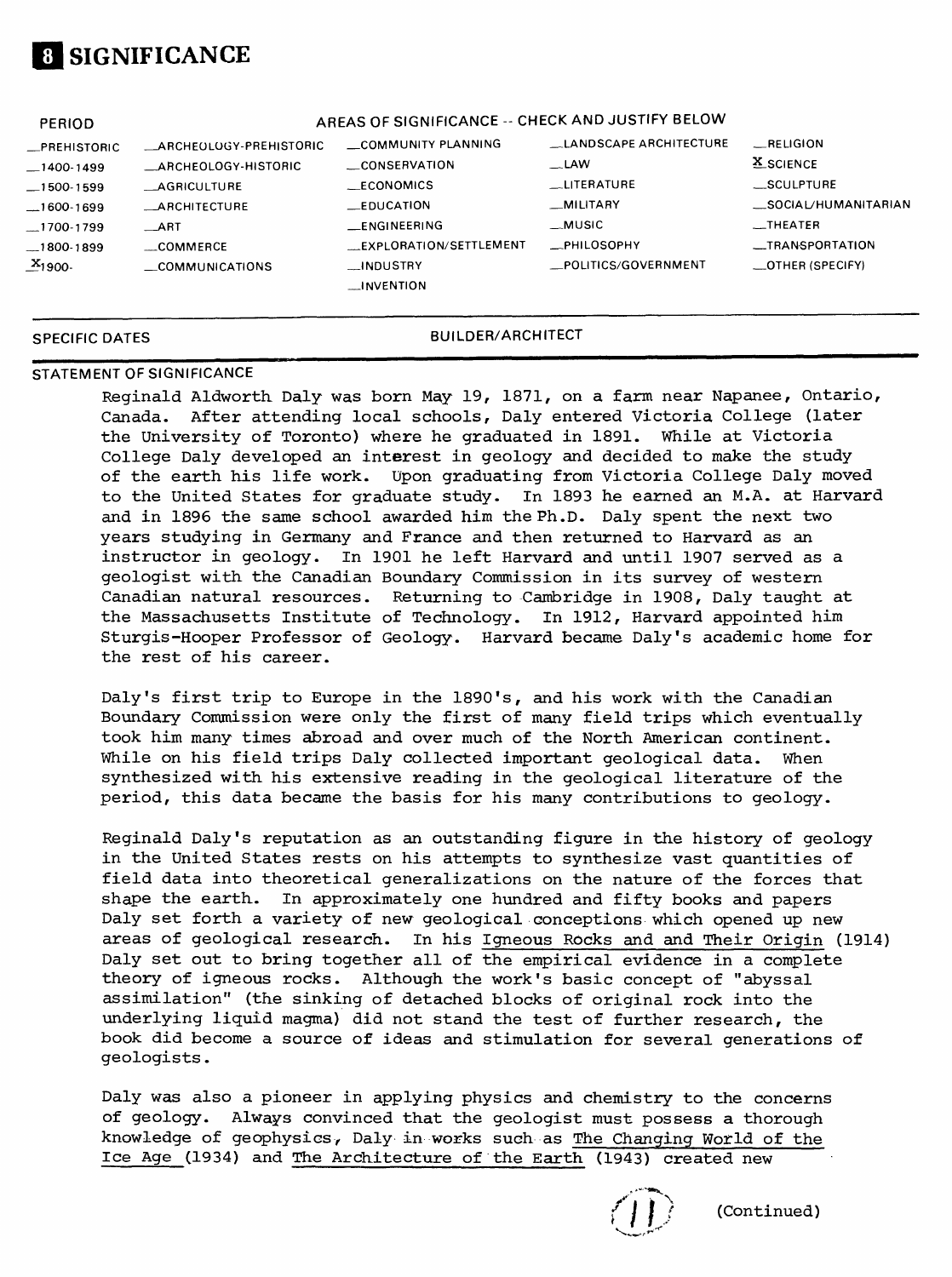# 8 SIGNIFICANCE

| PERIOD | AREAS OF SIGNIFICANCE -- CHECK AND JUSTIFY BELOW | | | |
|---|---|---|---|---|
| _PREHISTORIC | _ARCHEOLOGY-PREHISTORIC | _COMMUNITY PLANNING | _LANDSCAPE ARCHITECTURE | _RELIGION |
| _1400-1499 | _ARCHEOLOGY-HISTORIC | _CONSERVATION | _LAW | X SCIENCE |
| _1500-1599 | _AGRICULTURE | _ECONOMICS | _LITERATURE | _SCULPTURE |
| _1600-1699 | _ARCHITECTURE | _EDUCATION | _MILITARY | _SOCIAL/HUMANITARIAN |
| _1700-1799 | _ART | _ENGINEERING | _MUSIC | _THEATER |
| _1800-1899 | _COMMERCE | _EXPLORATION/SETTLEMENT | _PHILOSOPHY | _TRANSPORTATION |
| X 1900- | _COMMUNICATIONS | _INDUSTRY | _POLITICS/GOVERNMENT | _OTHER (SPECIFY) |
| | | _INVENTION | | |

SPECIFIC DATES

BUILDER/ARCHITECT

STATEMENT OF SIGNIFICANCE

Reginald Aldworth Daly was born May 19, 1871, on a farm near Napanee, Ontario, Canada. After attending local schools, Daly entered Victoria College (later the University of Toronto) where he graduated in 1891. While at Victoria College Daly developed an interest in geology and decided to make the study of the earth his life work. Upon graduating from Victoria College Daly moved to the United States for graduate study. In 1893 he earned an M.A. at Harvard and in 1896 the same school awarded him the Ph.D. Daly spent the next two years studying in Germany and France and then returned to Harvard as an instructor in geology. In 1901 he left Harvard and until 1907 served as a geologist with the Canadian Boundary Commission in its survey of western Canadian natural resources. Returning to Cambridge in 1908, Daly taught at the Massachusetts Institute of Technology. In 1912, Harvard appointed him Sturgis-Hooper Professor of Geology. Harvard became Daly's academic home for the rest of his career.

Daly's first trip to Europe in the 1890's, and his work with the Canadian Boundary Commission were only the first of many field trips which eventually took him many times abroad and over much of the North American continent. While on his field trips Daly collected important geological data. When synthesized with his extensive reading in the geological literature of the period, this data became the basis for his many contributions to geology.

Reginald Daly's reputation as an outstanding figure in the history of geology in the United States rests on his attempts to synthesize vast quantities of field data into theoretical generalizations on the nature of the forces that shape the earth. In approximately one hundred and fifty books and papers Daly set forth a variety of new geological conceptions which opened up new areas of geological research. In his Igneous Rocks and and Their Origin (1914) Daly set out to bring together all of the empirical evidence in a complete theory of igneous rocks. Although the work's basic concept of "abyssal assimilation" (the sinking of detached blocks of original rock into the underlying liquid magma) did not stand the test of further research, the book did become a source of ideas and stimulation for several generations of geologists.

Daly was also a pioneer in applying physics and chemistry to the concerns of geology. Always convinced that the geologist must possess a thorough knowledge of geophysics, Daly in works such as The Changing World of the Ice Age (1934) and The Architecture of the Earth (1943) created new

(Continued)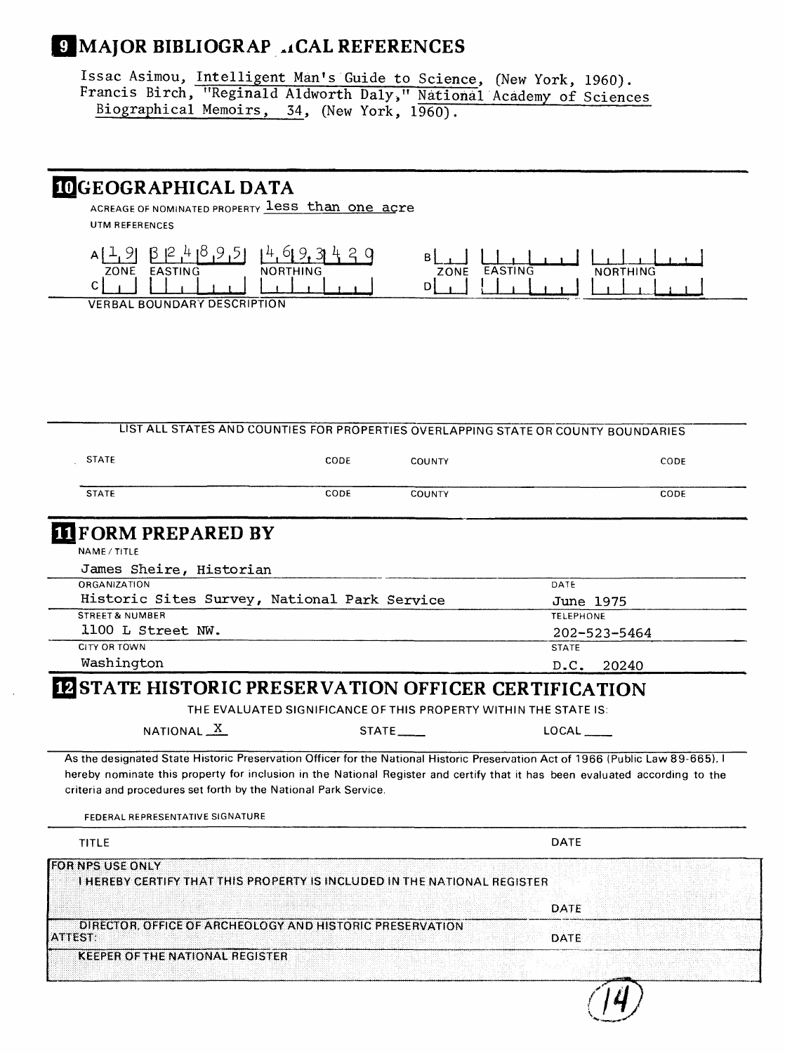## 9 MAJOR BIBLIOGRAPHICAL REFERENCES

Issac Asimou, Intelligent Man's Guide to Science, (New York, 1960).
Francis Birch, "Reginald Aldworth Daly," National Academy of Sciences Biographical Memoirs, 34, (New York, 1960).

## 10 GEOGRAPHICAL DATA

ACREAGE OF NOMINATED PROPERTY less than one acre

UTM REFERENCES

| | ZONE | EASTING | NORTHING |
|---|---|---|---|
| A | 19 | 324895 | 4693420 |
| B | | | |
| C | | | |
| D | | | |

VERBAL BOUNDARY DESCRIPTION

LIST ALL STATES AND COUNTIES FOR PROPERTIES OVERLAPPING STATE OR COUNTY BOUNDARIES

| STATE | CODE | COUNTY | CODE |
|---|---|---|---|
| STATE | CODE | COUNTY | CODE |

## 11 FORM PREPARED BY

NAME / TITLE
James Sheire, Historian

ORGANIZATION
Historic Sites Survey, National Park Service

DATE
June 1975

STREET & NUMBER
1100 L Street NW.

TELEPHONE
202-523-5464

CITY OR TOWN
Washington

STATE
D.C. 20240

## 12 STATE HISTORIC PRESERVATION OFFICER CERTIFICATION

THE EVALUATED SIGNIFICANCE OF THIS PROPERTY WITHIN THE STATE IS:

NATIONAL X STATE ___ LOCAL ___

As the designated State Historic Preservation Officer for the National Historic Preservation Act of 1966 (Public Law 89-665), I hereby nominate this property for inclusion in the National Register and certify that it has been evaluated according to the criteria and procedures set forth by the National Park Service.

FEDERAL REPRESENTATIVE SIGNATURE

TITLE DATE

FOR NPS USE ONLY
I HEREBY CERTIFY THAT THIS PROPERTY IS INCLUDED IN THE NATIONAL REGISTER

DATE

DIRECTOR, OFFICE OF ARCHEOLOGY AND HISTORIC PRESERVATION

ATTEST: DATE

KEEPER OF THE NATIONAL REGISTER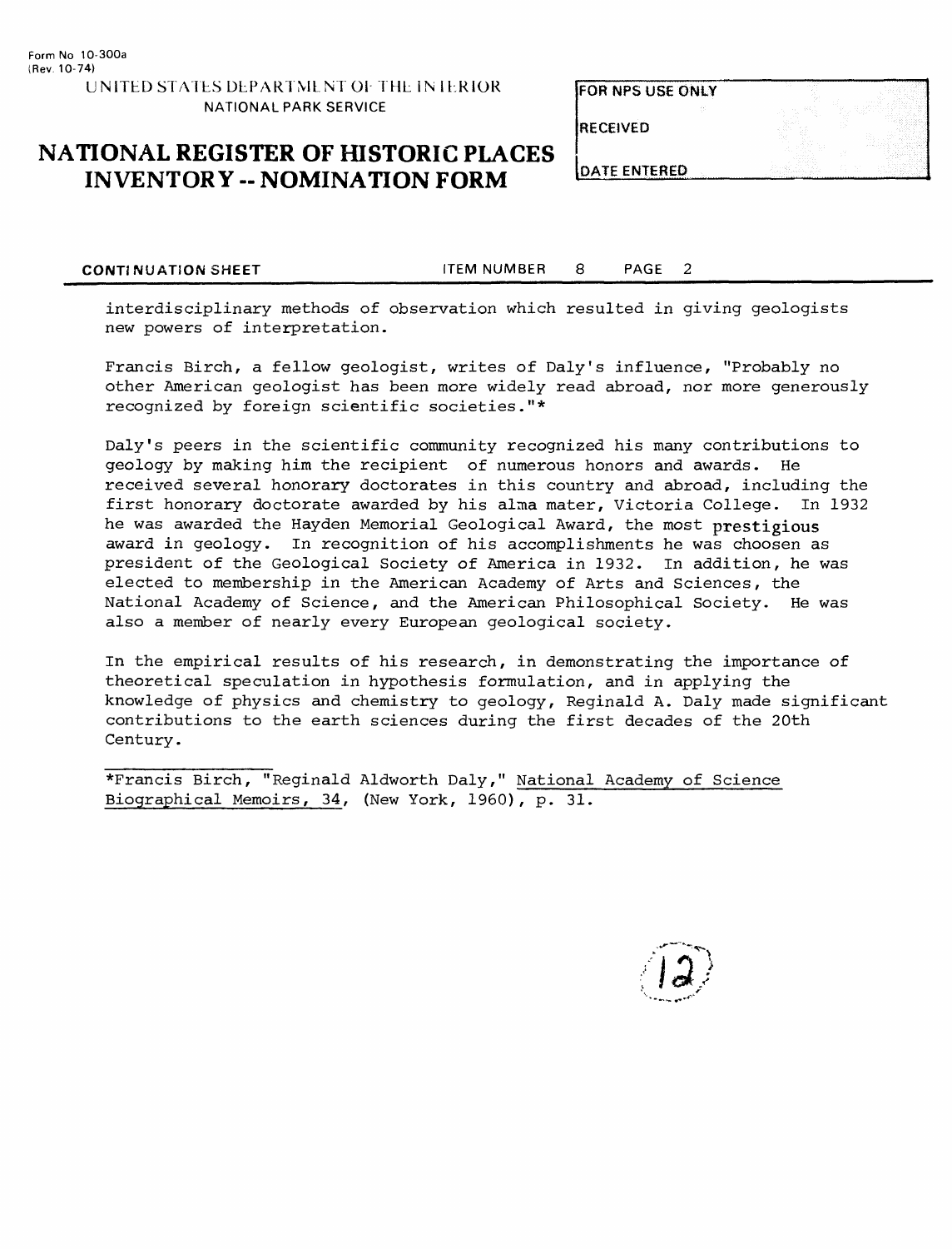Form No 10-300a
(Rev. 10-74)

UNITED STATES DEPARTMENT OF THE INTERIOR
NATIONAL PARK SERVICE

# NATIONAL REGISTER OF HISTORIC PLACES INVENTORY -- NOMINATION FORM

| FOR NPS USE ONLY |
| --- |
| RECEIVED |
| DATE ENTERED |

**CONTINUATION SHEET** ITEM NUMBER 8 PAGE 2

interdisciplinary methods of observation which resulted in giving geologists new powers of interpretation.

Francis Birch, a fellow geologist, writes of Daly's influence, "Probably no other American geologist has been more widely read abroad, nor more generously recognized by foreign scientific societies."*

Daly's peers in the scientific community recognized his many contributions to geology by making him the recipient of numerous honors and awards. He received several honorary doctorates in this country and abroad, including the first honorary doctorate awarded by his alma mater, Victoria College. In 1932 he was awarded the Hayden Memorial Geological Award, the most prestigious award in geology. In recognition of his accomplishments he was choosen as president of the Geological Society of America in 1932. In addition, he was elected to membership in the American Academy of Arts and Sciences, the National Academy of Science, and the American Philosophical Society. He was also a member of nearly every European geological society.

In the empirical results of his research, in demonstrating the importance of theoretical speculation in hypothesis formulation, and in applying the knowledge of physics and chemistry to geology, Reginald A. Daly made significant contributions to the earth sciences during the first decades of the 20th Century.

---

*Francis Birch, "Reginald Aldworth Daly," National Academy of Science Biographical Memoirs, 34, (New York, 1960), p. 31.